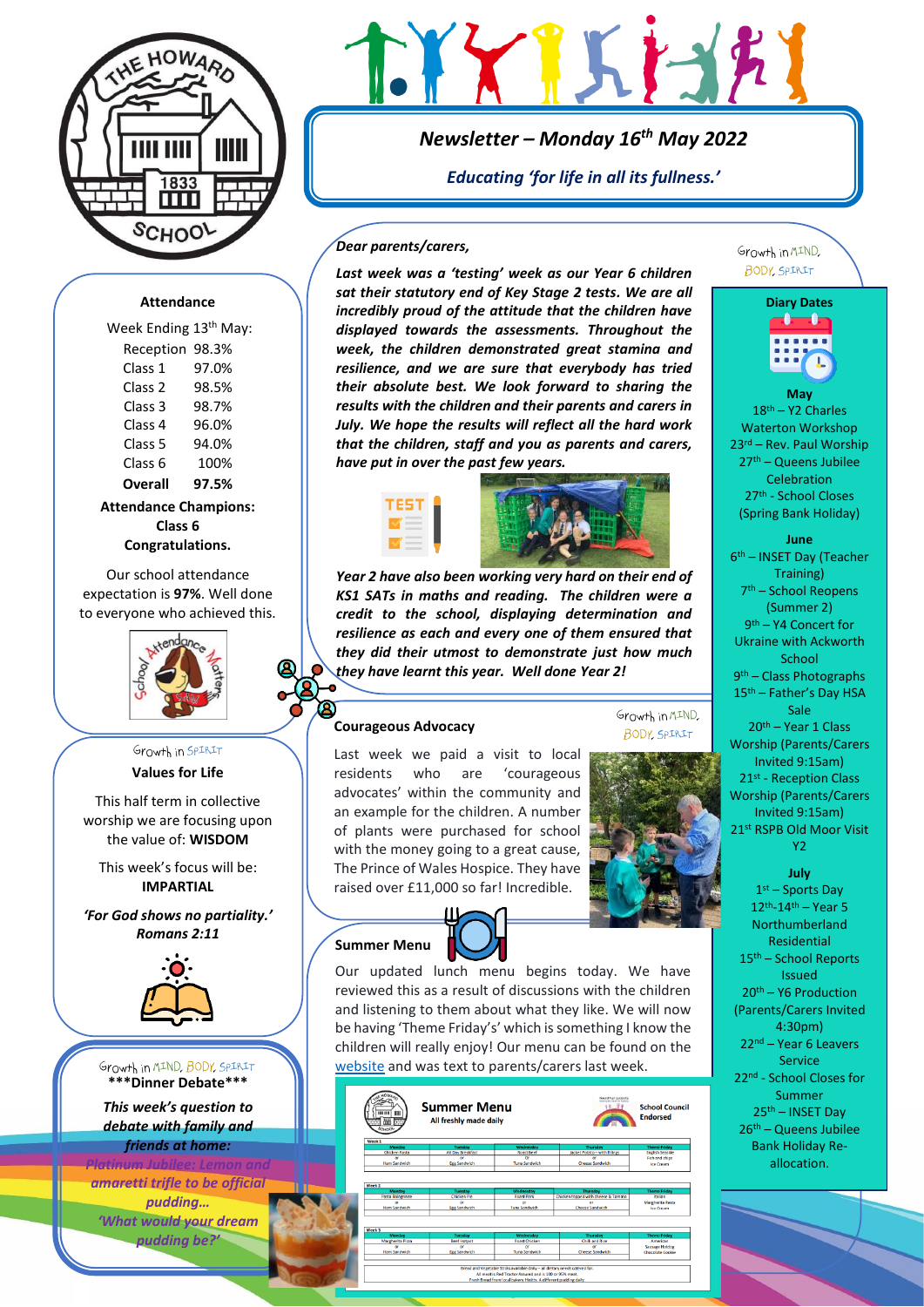# Newsletter – Monday 16th May 2022

*Educating 'for life in all its fullness.'*

***Dear parents/carers,***

***Last week was a 'testing' week as our Year 6 children sat their statutory end of Key Stage 2 tests. We are all incredibly proud of the attitude that the children have displayed towards the assessments. Throughout the week, the children demonstrated great stamina and resilience, and we are sure that everybody has tried their absolute best. We look forward to sharing the results with the children and their parents and carers in July. We hope the results will reflect all the hard work that the children, staff and you as parents and carers, have put in over the past few years.***

***Year 2 have also been working very hard on their end of KS1 SATs in maths and reading. The children were a credit to the school, displaying determination and resilience as each and every one of them ensured that they did their utmost to demonstrate just how much they have learnt this year. Well done Year 2!***

### Courageous Advocacy

Growth in MIND, BODY, SPIRIT

Last week we paid a visit to local residents who are 'courageous advocates' within the community and an example for the children. A number of plants were purchased for school with the money going to a great cause, The Prince of Wales Hospice. They have raised over £11,000 so far! Incredible.

### Summer Menu

Our updated lunch menu begins today. We have reviewed this as a result of discussions with the children and listening to them about what they like. We will now be having 'Theme Friday's' which is something I know the children will really enjoy! Our menu can be found on the website and was text to parents/carers last week.

### Attendance

Week Ending 13th May:

| Class | Attendance |
|---|---|
| Reception | 98.3% |
| Class 1 | 97.0% |
| Class 2 | 98.5% |
| Class 3 | 98.7% |
| Class 4 | 96.0% |
| Class 5 | 94.0% |
| Class 6 | 100% |
| **Overall** | **97.5%** |

**Attendance Champions: Class 6 Congratulations.**

Our school attendance expectation is **97%**. Well done to everyone who achieved this.

### Values for Life

Growth in SPIRIT

This half term in collective worship we are focusing upon the value of: **WISDOM**

This week's focus will be: **IMPARTIAL**

***'For God shows no partiality.' Romans 2:11***

### ***Dinner Debate***

Growth in MIND, BODY, SPIRIT

***This week's question to debate with family and friends at home:***

***Platinum Jubilee: Lemon and amaretti trifle to be official pudding…***

***'What would your dream pudding be?'***

### Diary Dates

Growth in MIND, BODY, SPIRIT

**May**

- 18th – Y2 Charles Waterton Workshop
- 23rd – Rev. Paul Worship
- 27th – Queens Jubilee Celebration
- 27th - School Closes (Spring Bank Holiday)

**June**

- 6th – INSET Day (Teacher Training)
- 7th – School Reopens (Summer 2)
- 9th – Y4 Concert for Ukraine with Ackworth School
- 9th – Class Photographs
- 15th – Father's Day HSA Sale
- 20th – Year 1 Class Worship (Parents/Carers Invited 9:15am)
- 21st - Reception Class Worship (Parents/Carers Invited 9:15am)
- 21st RSPB Old Moor Visit Y2

**July**

- 1st – Sports Day
- 12th-14th – Year 5 Northumberland Residential
- 15th – School Reports Issued
- 20th – Y6 Production (Parents/Carers Invited 4:30pm)
- 22nd – Year 6 Leavers Service
- 22nd - School Closes for Summer
- 25th – INSET Day
- 26th – Queens Jubilee Bank Holiday Re-allocation.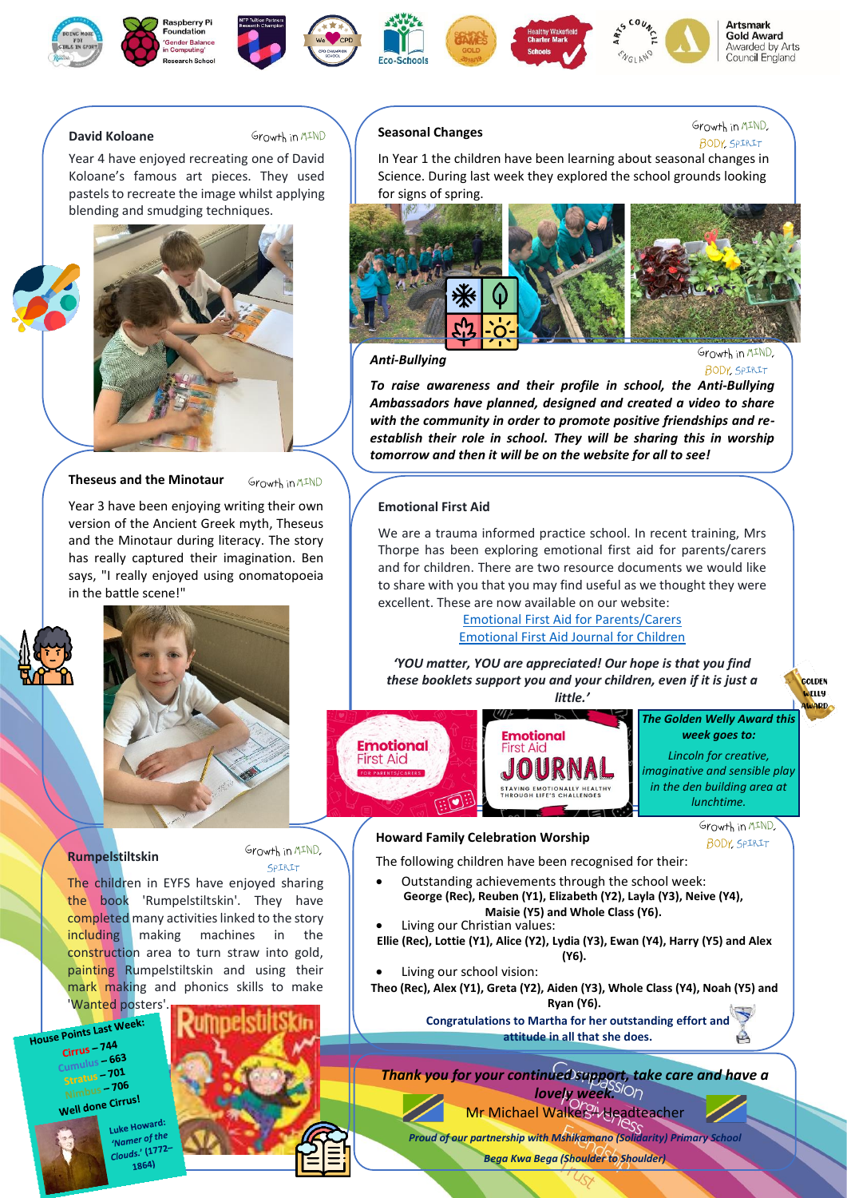Raspberry Pi Foundation 'Gender Balance in Computing' Research School

Artsmark Gold Award Awarded by Arts Council England

## David Koloane

Growth in MIND

Year 4 have enjoyed recreating one of David Koloane's famous art pieces. They used pastels to recreate the image whilst applying blending and smudging techniques.

## Theseus and the Minotaur

Growth in MIND

Year 3 have been enjoying writing their own version of the Ancient Greek myth, Theseus and the Minotaur during literacy. The story has really captured their imagination. Ben says, "I really enjoyed using onomatopoeia in the battle scene!"

## Rumpelstiltskin

Growth in MIND, SPIRIT

The children in EYFS have enjoyed sharing the book 'Rumpelstiltskin'. They have completed many activities linked to the story including making machines in the construction area to turn straw into gold, painting Rumpelstiltskin and using their mark making and phonics skills to make 'Wanted posters'.

**House Points Last Week:**

Cirrus – 744
Cumulus – 663
Stratus – 701
Nimbus – 706

**Well done Cirrus!**

Luke Howard: 'Namer of the Clouds.' (1772–1864)

## Seasonal Changes

Growth in MIND, BODY, SPIRIT

In Year 1 the children have been learning about seasonal changes in Science. During last week they explored the school grounds looking for signs of spring.

## *Anti-Bullying*

Growth in MIND, BODY, SPIRIT

***To raise awareness and their profile in school, the Anti-Bullying Ambassadors have planned, designed and created a video to share with the community in order to promote positive friendships and re-establish their role in school. They will be sharing this in worship tomorrow and then it will be on the website for all to see!***

## Emotional First Aid

We are a trauma informed practice school. In recent training, Mrs Thorpe has been exploring emotional first aid for parents/carers and for children. There are two resource documents we would like to share with you that you may find useful as we thought they were excellent. These are now available on our website:

[Emotional First Aid for Parents/Carers](#)
[Emotional First Aid Journal for Children](#)

***'YOU matter, YOU are appreciated! Our hope is that you find these booklets support you and your children, even if it is just a little.'***

***The Golden Welly Award this week goes to:***

*Lincoln for creative, imaginative and sensible play in the den building area at lunchtime.*

## Howard Family Celebration Worship

Growth in MIND, BODY, SPIRIT

The following children have been recognised for their:

- Outstanding achievements through the school week:
  **George (Rec), Reuben (Y1), Elizabeth (Y2), Layla (Y3), Neive (Y4), Maisie (Y5) and Whole Class (Y6).**
- Living our Christian values:
  **Ellie (Rec), Lottie (Y1), Alice (Y2), Lydia (Y3), Ewan (Y4), Harry (Y5) and Alex (Y6).**
- Living our school vision:
  **Theo (Rec), Alex (Y1), Greta (Y2), Aiden (Y3), Whole Class (Y4), Noah (Y5) and Ryan (Y6).**

**Congratulations to Martha for her outstanding effort and attitude in all that she does.**

***Thank you for your continued support, take care and have a lovely week.***

Mr Michael Walker, Headteacher

***Proud of our partnership with Mshikamano (Solidarity) Primary School***

***Bega Kwa Bega (Shoulder to Shoulder)***